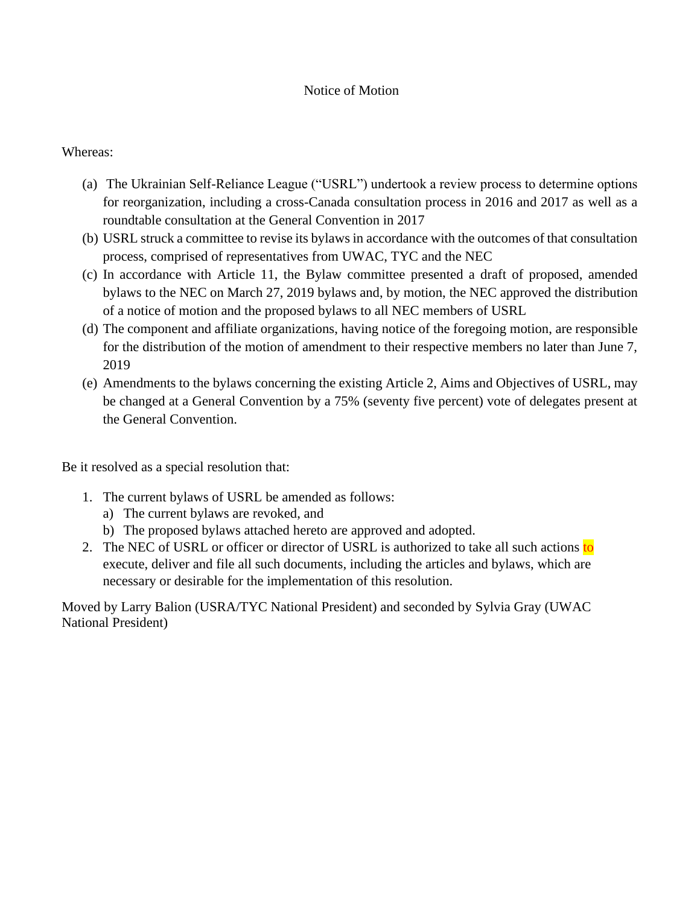# Notice of Motion

Whereas:

(a) The Ukrainian Self-Reliance League ("USRL") undertook a review process to determine options for reorganization, including a cross-Canada consultation process in 2016 and 2017 as well as a roundtable consultation at the General Convention in 2017

(b) USRL struck a committee to revise its bylaws in accordance with the outcomes of that consultation process, comprised of representatives from UWAC, TYC and the NEC

(c) In accordance with Article 11, the Bylaw committee presented a draft of proposed, amended bylaws to the NEC on March 27, 2019 bylaws and, by motion, the NEC approved the distribution of a notice of motion and the proposed bylaws to all NEC members of USRL

(d) The component and affiliate organizations, having notice of the foregoing motion, are responsible for the distribution of the motion of amendment to their respective members no later than June 7, 2019

(e) Amendments to the bylaws concerning the existing Article 2, Aims and Objectives of USRL, may be changed at a General Convention by a 75% (seventy five percent) vote of delegates present at the General Convention.

Be it resolved as a special resolution that:

1. The current bylaws of USRL be amended as follows:
   a) The current bylaws are revoked, and
   b) The proposed bylaws attached hereto are approved and adopted.
2. The NEC of USRL or officer or director of USRL is authorized to take all such actions to execute, deliver and file all such documents, including the articles and bylaws, which are necessary or desirable for the implementation of this resolution.

Moved by Larry Balion (USRA/TYC National President) and seconded by Sylvia Gray (UWAC National President)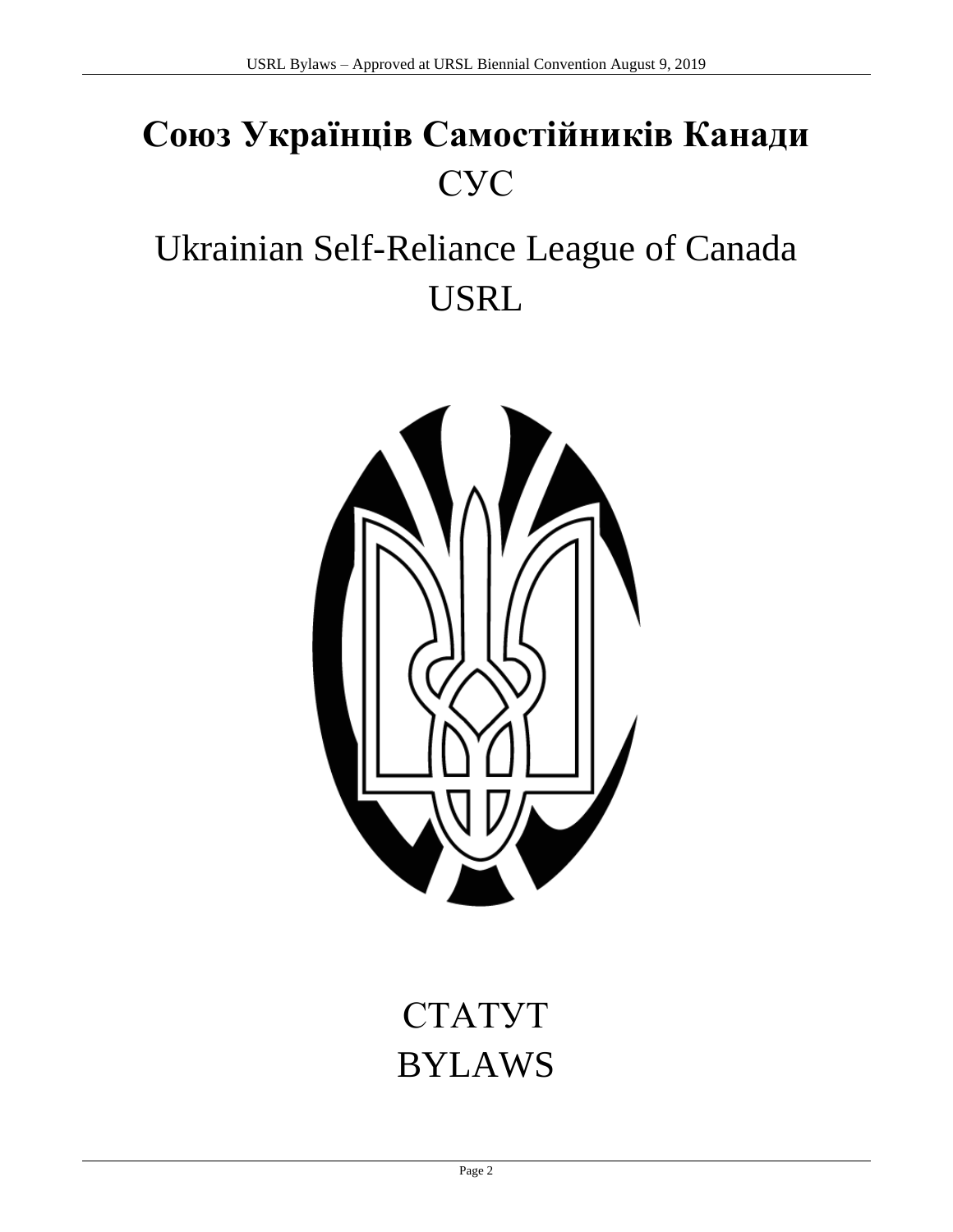# Союз Українців Самостійників Канади

СУС

# Ukrainian Self-Reliance League of Canada

USRL

СТАТУТ

BYLAWS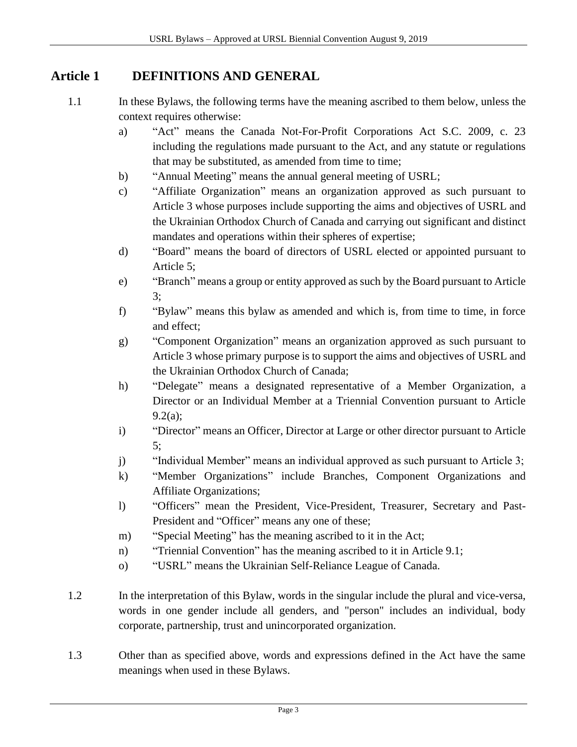## Article 1 DEFINITIONS AND GENERAL

1.1 In these Bylaws, the following terms have the meaning ascribed to them below, unless the context requires otherwise:

   a) "Act" means the Canada Not-For-Profit Corporations Act S.C. 2009, c. 23 including the regulations made pursuant to the Act, and any statute or regulations that may be substituted, as amended from time to time;
   b) "Annual Meeting" means the annual general meeting of USRL;
   c) "Affiliate Organization" means an organization approved as such pursuant to Article 3 whose purposes include supporting the aims and objectives of USRL and the Ukrainian Orthodox Church of Canada and carrying out significant and distinct mandates and operations within their spheres of expertise;
   d) "Board" means the board of directors of USRL elected or appointed pursuant to Article 5;
   e) "Branch" means a group or entity approved as such by the Board pursuant to Article 3;
   f) "Bylaw" means this bylaw as amended and which is, from time to time, in force and effect;
   g) "Component Organization" means an organization approved as such pursuant to Article 3 whose primary purpose is to support the aims and objectives of USRL and the Ukrainian Orthodox Church of Canada;
   h) "Delegate" means a designated representative of a Member Organization, a Director or an Individual Member at a Triennial Convention pursuant to Article 9.2(a);
   i) "Director" means an Officer, Director at Large or other director pursuant to Article 5;
   j) "Individual Member" means an individual approved as such pursuant to Article 3;
   k) "Member Organizations" include Branches, Component Organizations and Affiliate Organizations;
   l) "Officers" mean the President, Vice-President, Treasurer, Secretary and Past-President and "Officer" means any one of these;
   m) "Special Meeting" has the meaning ascribed to it in the Act;
   n) "Triennial Convention" has the meaning ascribed to it in Article 9.1;
   o) "USRL" means the Ukrainian Self-Reliance League of Canada.

1.2 In the interpretation of this Bylaw, words in the singular include the plural and vice-versa, words in one gender include all genders, and "person" includes an individual, body corporate, partnership, trust and unincorporated organization.

1.3 Other than as specified above, words and expressions defined in the Act have the same meanings when used in these Bylaws.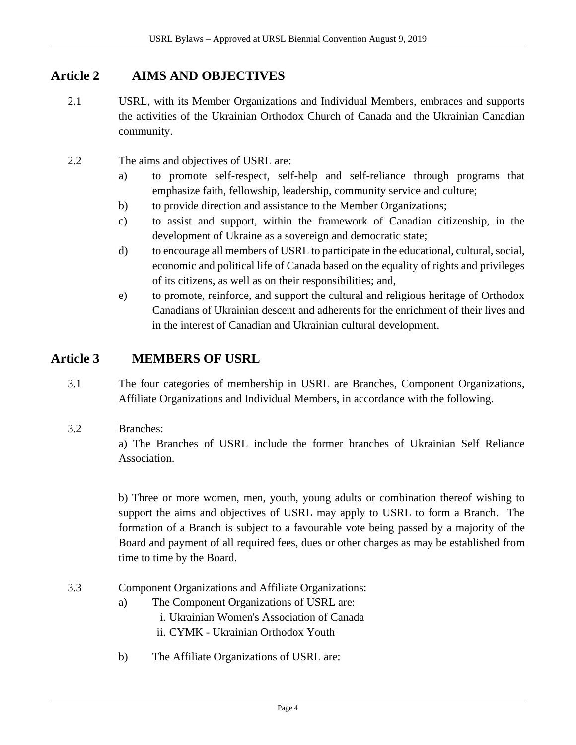## Article 2 AIMS AND OBJECTIVES

2.1 USRL, with its Member Organizations and Individual Members, embraces and supports the activities of the Ukrainian Orthodox Church of Canada and the Ukrainian Canadian community.

2.2 The aims and objectives of USRL are:

a) to promote self-respect, self-help and self-reliance through programs that emphasize faith, fellowship, leadership, community service and culture;

b) to provide direction and assistance to the Member Organizations;

c) to assist and support, within the framework of Canadian citizenship, in the development of Ukraine as a sovereign and democratic state;

d) to encourage all members of USRL to participate in the educational, cultural, social, economic and political life of Canada based on the equality of rights and privileges of its citizens, as well as on their responsibilities; and,

e) to promote, reinforce, and support the cultural and religious heritage of Orthodox Canadians of Ukrainian descent and adherents for the enrichment of their lives and in the interest of Canadian and Ukrainian cultural development.

## Article 3 MEMBERS OF USRL

3.1 The four categories of membership in USRL are Branches, Component Organizations, Affiliate Organizations and Individual Members, in accordance with the following.

3.2 Branches:

a) The Branches of USRL include the former branches of Ukrainian Self Reliance Association.

b) Three or more women, men, youth, young adults or combination thereof wishing to support the aims and objectives of USRL may apply to USRL to form a Branch. The formation of a Branch is subject to a favourable vote being passed by a majority of the Board and payment of all required fees, dues or other charges as may be established from time to time by the Board.

3.3 Component Organizations and Affiliate Organizations:

a) The Component Organizations of USRL are:

i. Ukrainian Women's Association of Canada

ii. CYMK - Ukrainian Orthodox Youth

b) The Affiliate Organizations of USRL are: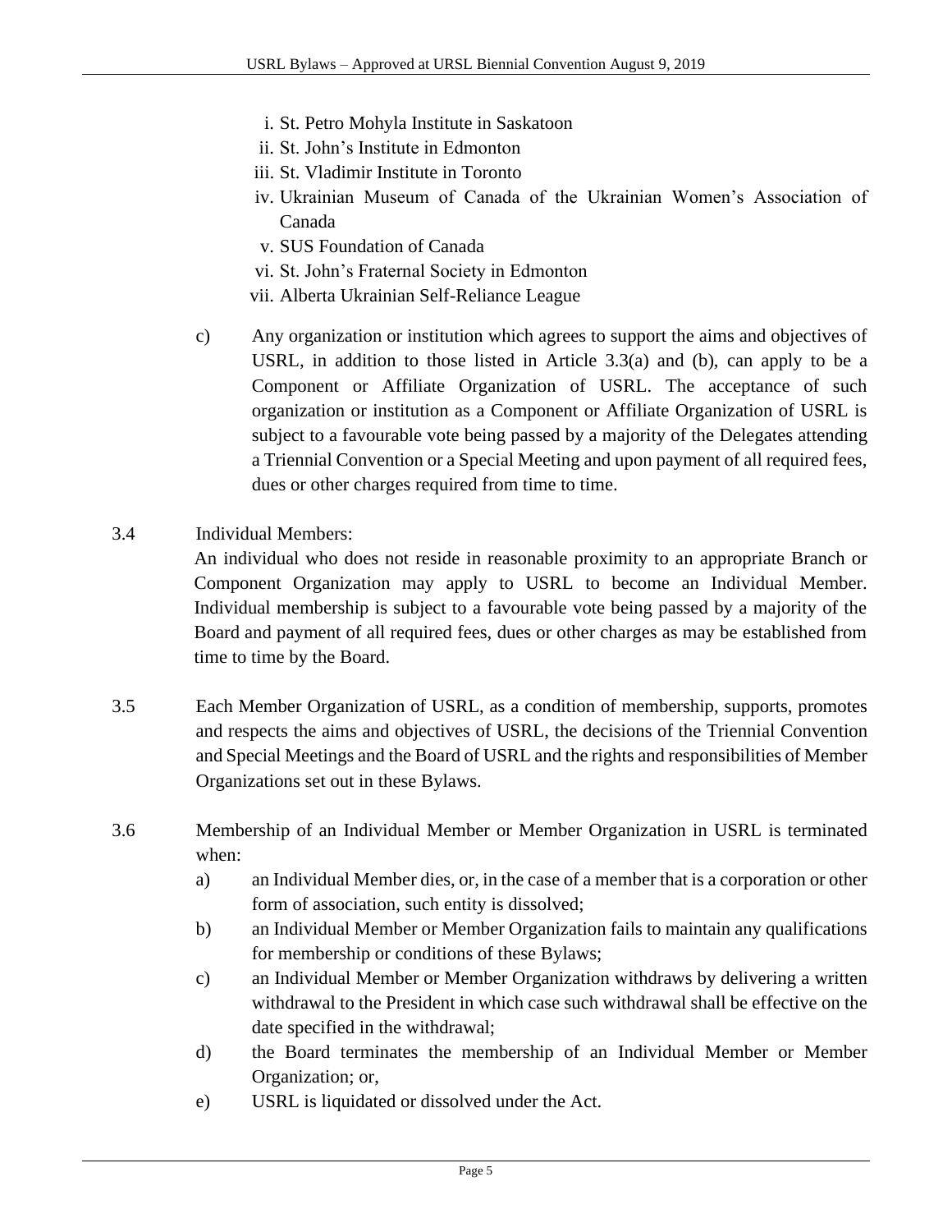i. St. Petro Mohyla Institute in Saskatoon
ii. St. John's Institute in Edmonton
iii. St. Vladimir Institute in Toronto
iv. Ukrainian Museum of Canada of the Ukrainian Women's Association of Canada
v. SUS Foundation of Canada
vi. St. John's Fraternal Society in Edmonton
vii. Alberta Ukrainian Self-Reliance League

c) Any organization or institution which agrees to support the aims and objectives of USRL, in addition to those listed in Article 3.3(a) and (b), can apply to be a Component or Affiliate Organization of USRL. The acceptance of such organization or institution as a Component or Affiliate Organization of USRL is subject to a favourable vote being passed by a majority of the Delegates attending a Triennial Convention or a Special Meeting and upon payment of all required fees, dues or other charges required from time to time.

3.4 Individual Members:

An individual who does not reside in reasonable proximity to an appropriate Branch or Component Organization may apply to USRL to become an Individual Member. Individual membership is subject to a favourable vote being passed by a majority of the Board and payment of all required fees, dues or other charges as may be established from time to time by the Board.

3.5 Each Member Organization of USRL, as a condition of membership, supports, promotes and respects the aims and objectives of USRL, the decisions of the Triennial Convention and Special Meetings and the Board of USRL and the rights and responsibilities of Member Organizations set out in these Bylaws.

3.6 Membership of an Individual Member or Member Organization in USRL is terminated when:

a) an Individual Member dies, or, in the case of a member that is a corporation or other form of association, such entity is dissolved;

b) an Individual Member or Member Organization fails to maintain any qualifications for membership or conditions of these Bylaws;

c) an Individual Member or Member Organization withdraws by delivering a written withdrawal to the President in which case such withdrawal shall be effective on the date specified in the withdrawal;

d) the Board terminates the membership of an Individual Member or Member Organization; or,

e) USRL is liquidated or dissolved under the Act.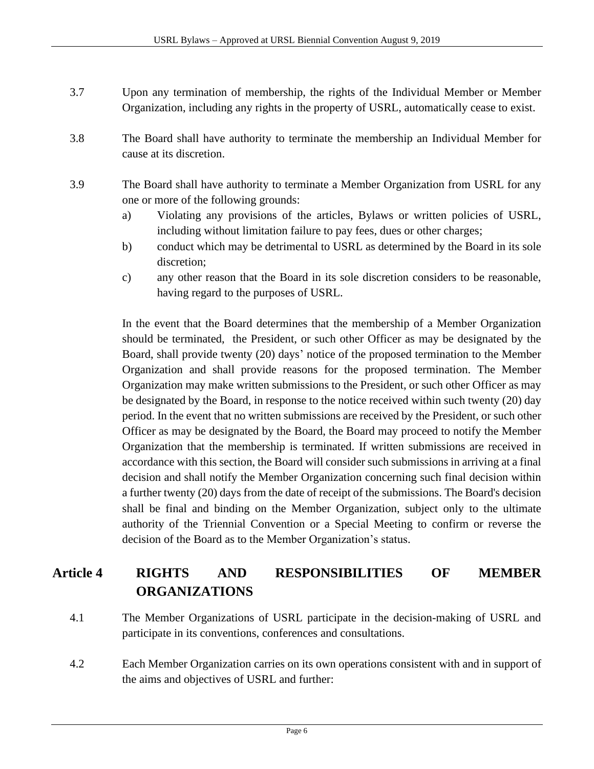3.7 Upon any termination of membership, the rights of the Individual Member or Member Organization, including any rights in the property of USRL, automatically cease to exist.

3.8 The Board shall have authority to terminate the membership an Individual Member for cause at its discretion.

3.9 The Board shall have authority to terminate a Member Organization from USRL for any one or more of the following grounds:

a) Violating any provisions of the articles, Bylaws or written policies of USRL, including without limitation failure to pay fees, dues or other charges;

b) conduct which may be detrimental to USRL as determined by the Board in its sole discretion;

c) any other reason that the Board in its sole discretion considers to be reasonable, having regard to the purposes of USRL.

In the event that the Board determines that the membership of a Member Organization should be terminated, the President, or such other Officer as may be designated by the Board, shall provide twenty (20) days' notice of the proposed termination to the Member Organization and shall provide reasons for the proposed termination. The Member Organization may make written submissions to the President, or such other Officer as may be designated by the Board, in response to the notice received within such twenty (20) day period. In the event that no written submissions are received by the President, or such other Officer as may be designated by the Board, the Board may proceed to notify the Member Organization that the membership is terminated. If written submissions are received in accordance with this section, the Board will consider such submissions in arriving at a final decision and shall notify the Member Organization concerning such final decision within a further twenty (20) days from the date of receipt of the submissions. The Board's decision shall be final and binding on the Member Organization, subject only to the ultimate authority of the Triennial Convention or a Special Meeting to confirm or reverse the decision of the Board as to the Member Organization's status.

## Article 4 RIGHTS AND RESPONSIBILITIES OF MEMBER ORGANIZATIONS

4.1 The Member Organizations of USRL participate in the decision-making of USRL and participate in its conventions, conferences and consultations.

4.2 Each Member Organization carries on its own operations consistent with and in support of the aims and objectives of USRL and further: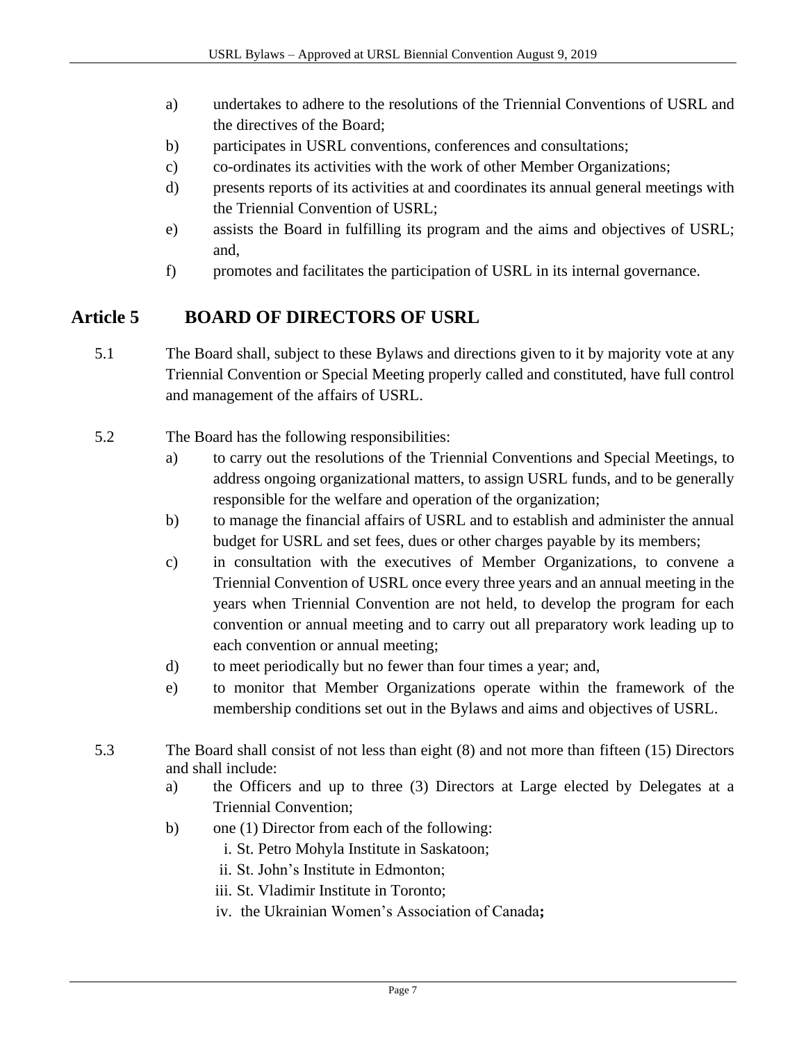a) undertakes to adhere to the resolutions of the Triennial Conventions of USRL and the directives of the Board;

b) participates in USRL conventions, conferences and consultations;

c) co-ordinates its activities with the work of other Member Organizations;

d) presents reports of its activities at and coordinates its annual general meetings with the Triennial Convention of USRL;

e) assists the Board in fulfilling its program and the aims and objectives of USRL; and,

f) promotes and facilitates the participation of USRL in its internal governance.

## Article 5 BOARD OF DIRECTORS OF USRL

5.1 The Board shall, subject to these Bylaws and directions given to it by majority vote at any Triennial Convention or Special Meeting properly called and constituted, have full control and management of the affairs of USRL.

5.2 The Board has the following responsibilities:

a) to carry out the resolutions of the Triennial Conventions and Special Meetings, to address ongoing organizational matters, to assign USRL funds, and to be generally responsible for the welfare and operation of the organization;

b) to manage the financial affairs of USRL and to establish and administer the annual budget for USRL and set fees, dues or other charges payable by its members;

c) in consultation with the executives of Member Organizations, to convene a Triennial Convention of USRL once every three years and an annual meeting in the years when Triennial Convention are not held, to develop the program for each convention or annual meeting and to carry out all preparatory work leading up to each convention or annual meeting;

d) to meet periodically but no fewer than four times a year; and,

e) to monitor that Member Organizations operate within the framework of the membership conditions set out in the Bylaws and aims and objectives of USRL.

5.3 The Board shall consist of not less than eight (8) and not more than fifteen (15) Directors and shall include:

a) the Officers and up to three (3) Directors at Large elected by Delegates at a Triennial Convention;

b) one (1) Director from each of the following:

i. St. Petro Mohyla Institute in Saskatoon;

ii. St. John's Institute in Edmonton;

iii. St. Vladimir Institute in Toronto;

iv. the Ukrainian Women's Association of Canada**;**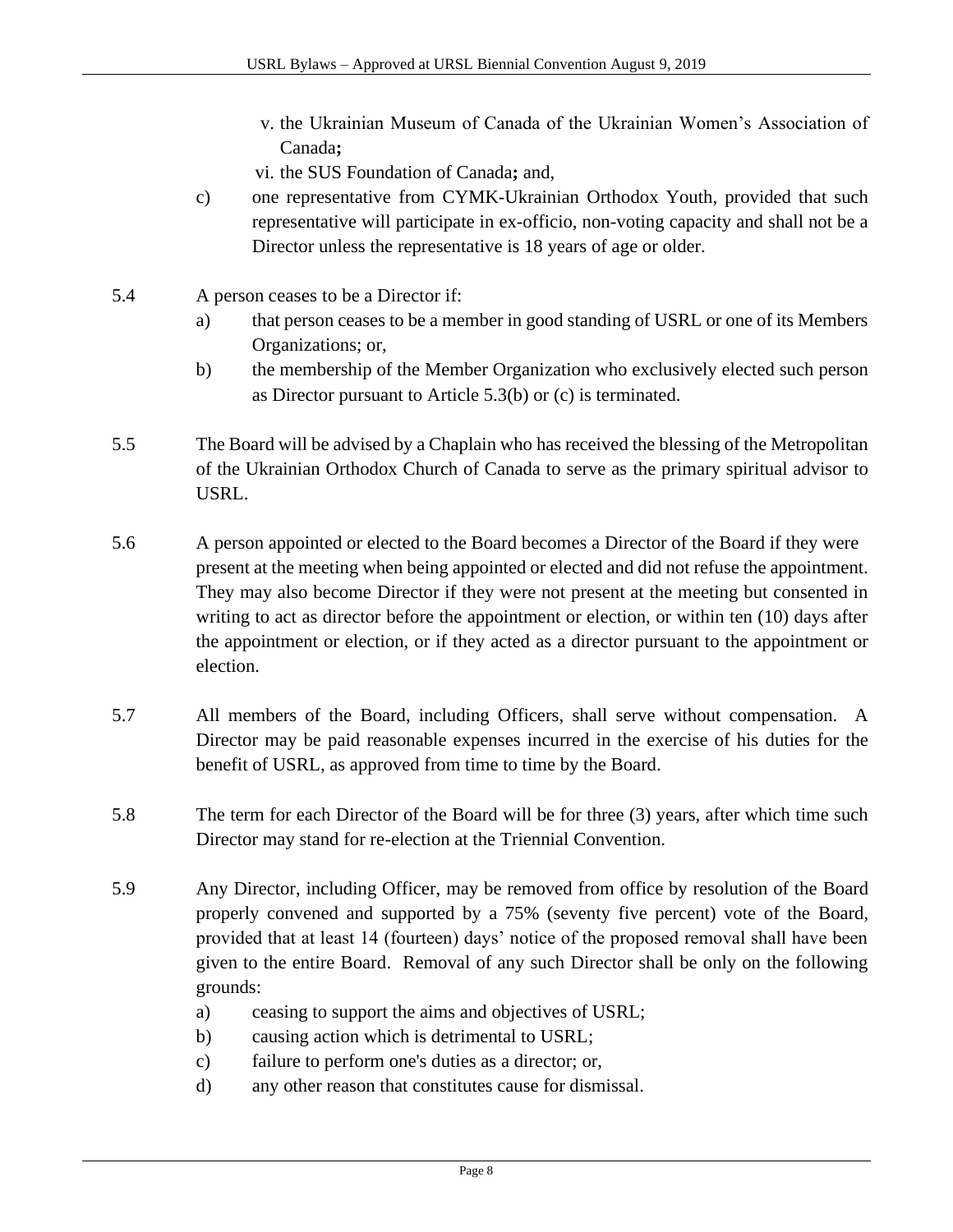v. the Ukrainian Museum of Canada of the Ukrainian Women's Association of Canada**;**

vi. the SUS Foundation of Canada**;** and,

c) one representative from CYMK-Ukrainian Orthodox Youth, provided that such representative will participate in ex-officio, non-voting capacity and shall not be a Director unless the representative is 18 years of age or older.

5.4 A person ceases to be a Director if:

a) that person ceases to be a member in good standing of USRL or one of its Members Organizations; or,

b) the membership of the Member Organization who exclusively elected such person as Director pursuant to Article 5.3(b) or (c) is terminated.

5.5 The Board will be advised by a Chaplain who has received the blessing of the Metropolitan of the Ukrainian Orthodox Church of Canada to serve as the primary spiritual advisor to USRL.

5.6 A person appointed or elected to the Board becomes a Director of the Board if they were present at the meeting when being appointed or elected and did not refuse the appointment. They may also become Director if they were not present at the meeting but consented in writing to act as director before the appointment or election, or within ten (10) days after the appointment or election, or if they acted as a director pursuant to the appointment or election.

5.7 All members of the Board, including Officers, shall serve without compensation. A Director may be paid reasonable expenses incurred in the exercise of his duties for the benefit of USRL, as approved from time to time by the Board.

5.8 The term for each Director of the Board will be for three (3) years, after which time such Director may stand for re-election at the Triennial Convention.

5.9 Any Director, including Officer, may be removed from office by resolution of the Board properly convened and supported by a 75% (seventy five percent) vote of the Board, provided that at least 14 (fourteen) days' notice of the proposed removal shall have been given to the entire Board. Removal of any such Director shall be only on the following grounds:

a) ceasing to support the aims and objectives of USRL;

b) causing action which is detrimental to USRL;

c) failure to perform one's duties as a director; or,

d) any other reason that constitutes cause for dismissal.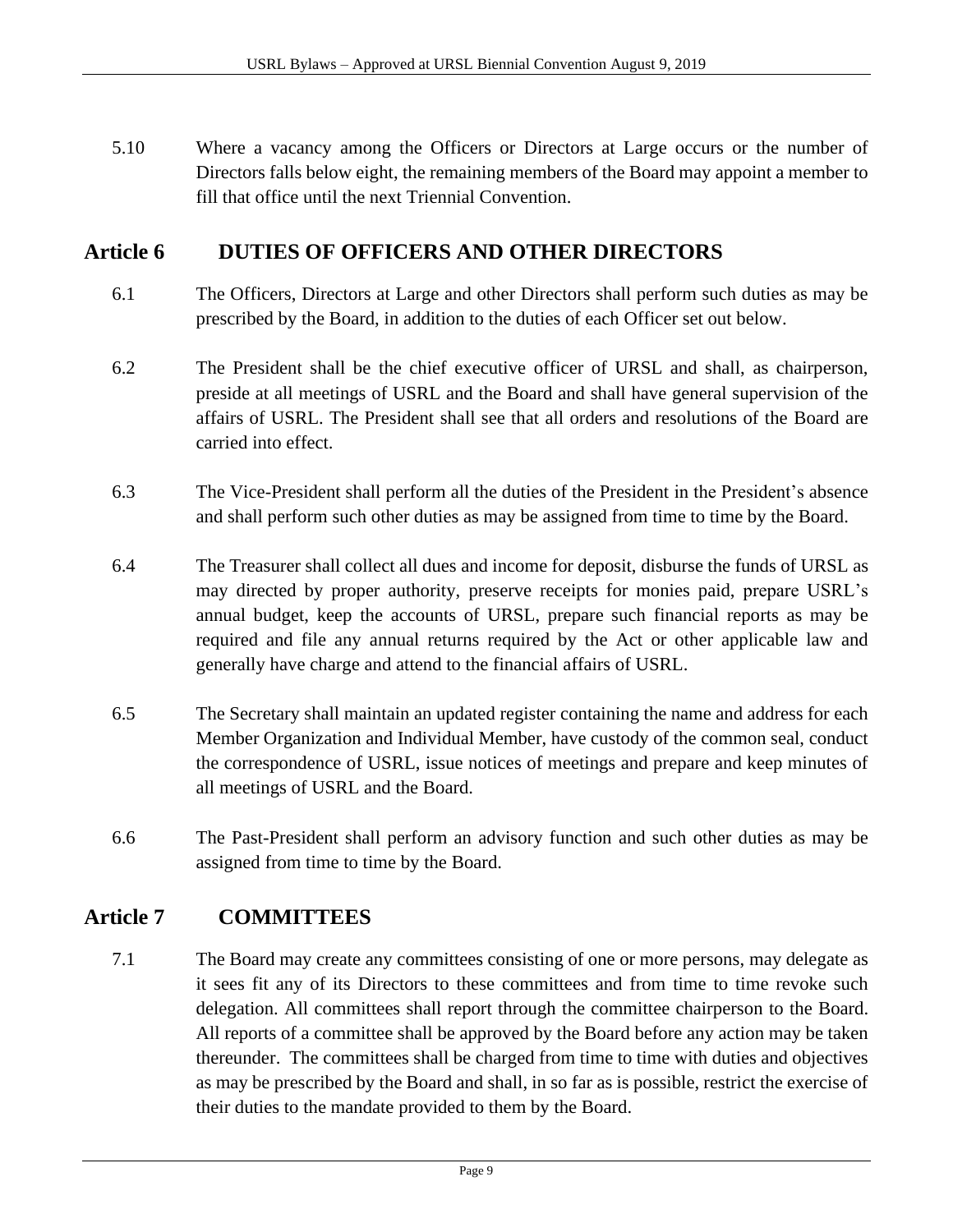5.10 Where a vacancy among the Officers or Directors at Large occurs or the number of Directors falls below eight, the remaining members of the Board may appoint a member to fill that office until the next Triennial Convention.

## Article 6 DUTIES OF OFFICERS AND OTHER DIRECTORS

6.1 The Officers, Directors at Large and other Directors shall perform such duties as may be prescribed by the Board, in addition to the duties of each Officer set out below.

6.2 The President shall be the chief executive officer of URSL and shall, as chairperson, preside at all meetings of USRL and the Board and shall have general supervision of the affairs of USRL. The President shall see that all orders and resolutions of the Board are carried into effect.

6.3 The Vice-President shall perform all the duties of the President in the President's absence and shall perform such other duties as may be assigned from time to time by the Board.

6.4 The Treasurer shall collect all dues and income for deposit, disburse the funds of URSL as may directed by proper authority, preserve receipts for monies paid, prepare USRL's annual budget, keep the accounts of URSL, prepare such financial reports as may be required and file any annual returns required by the Act or other applicable law and generally have charge and attend to the financial affairs of USRL.

6.5 The Secretary shall maintain an updated register containing the name and address for each Member Organization and Individual Member, have custody of the common seal, conduct the correspondence of USRL, issue notices of meetings and prepare and keep minutes of all meetings of USRL and the Board.

6.6 The Past-President shall perform an advisory function and such other duties as may be assigned from time to time by the Board.

## Article 7 COMMITTEES

7.1 The Board may create any committees consisting of one or more persons, may delegate as it sees fit any of its Directors to these committees and from time to time revoke such delegation. All committees shall report through the committee chairperson to the Board. All reports of a committee shall be approved by the Board before any action may be taken thereunder. The committees shall be charged from time to time with duties and objectives as may be prescribed by the Board and shall, in so far as is possible, restrict the exercise of their duties to the mandate provided to them by the Board.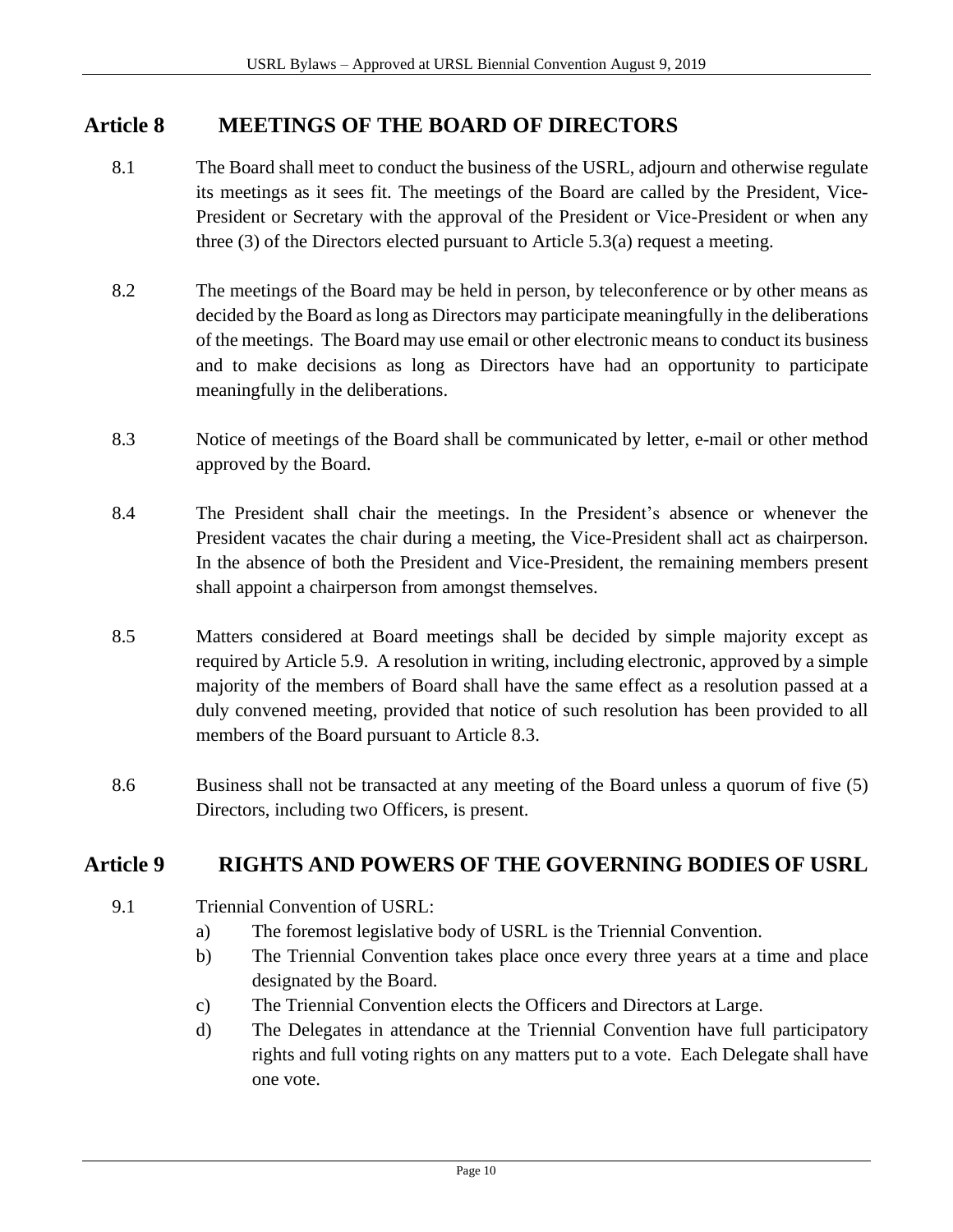## Article 8 MEETINGS OF THE BOARD OF DIRECTORS

8.1 The Board shall meet to conduct the business of the USRL, adjourn and otherwise regulate its meetings as it sees fit. The meetings of the Board are called by the President, Vice-President or Secretary with the approval of the President or Vice-President or when any three (3) of the Directors elected pursuant to Article 5.3(a) request a meeting.

8.2 The meetings of the Board may be held in person, by teleconference or by other means as decided by the Board as long as Directors may participate meaningfully in the deliberations of the meetings. The Board may use email or other electronic means to conduct its business and to make decisions as long as Directors have had an opportunity to participate meaningfully in the deliberations.

8.3 Notice of meetings of the Board shall be communicated by letter, e-mail or other method approved by the Board.

8.4 The President shall chair the meetings. In the President's absence or whenever the President vacates the chair during a meeting, the Vice-President shall act as chairperson. In the absence of both the President and Vice-President, the remaining members present shall appoint a chairperson from amongst themselves.

8.5 Matters considered at Board meetings shall be decided by simple majority except as required by Article 5.9. A resolution in writing, including electronic, approved by a simple majority of the members of Board shall have the same effect as a resolution passed at a duly convened meeting, provided that notice of such resolution has been provided to all members of the Board pursuant to Article 8.3.

8.6 Business shall not be transacted at any meeting of the Board unless a quorum of five (5) Directors, including two Officers, is present.

## Article 9 RIGHTS AND POWERS OF THE GOVERNING BODIES OF USRL

9.1 Triennial Convention of USRL:

a) The foremost legislative body of USRL is the Triennial Convention.

b) The Triennial Convention takes place once every three years at a time and place designated by the Board.

c) The Triennial Convention elects the Officers and Directors at Large.

d) The Delegates in attendance at the Triennial Convention have full participatory rights and full voting rights on any matters put to a vote. Each Delegate shall have one vote.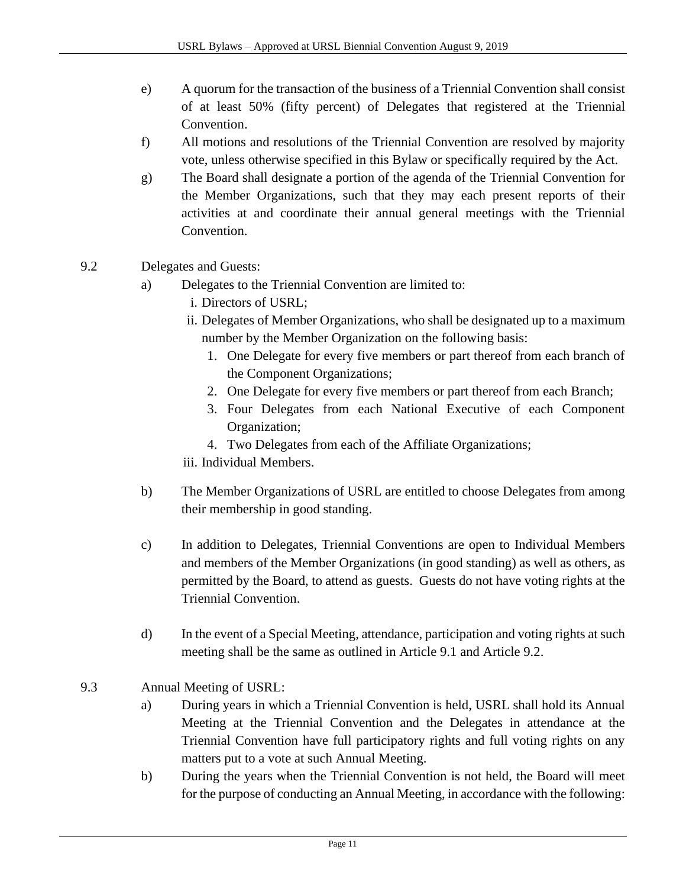e) A quorum for the transaction of the business of a Triennial Convention shall consist of at least 50% (fifty percent) of Delegates that registered at the Triennial Convention.

f) All motions and resolutions of the Triennial Convention are resolved by majority vote, unless otherwise specified in this Bylaw or specifically required by the Act.

g) The Board shall designate a portion of the agenda of the Triennial Convention for the Member Organizations, such that they may each present reports of their activities at and coordinate their annual general meetings with the Triennial Convention.

9.2 Delegates and Guests:

a) Delegates to the Triennial Convention are limited to:

   i. Directors of USRL;

   ii. Delegates of Member Organizations, who shall be designated up to a maximum number by the Member Organization on the following basis:

      1. One Delegate for every five members or part thereof from each branch of the Component Organizations;
      2. One Delegate for every five members or part thereof from each Branch;
      3. Four Delegates from each National Executive of each Component Organization;
      4. Two Delegates from each of the Affiliate Organizations;

   iii. Individual Members.

b) The Member Organizations of USRL are entitled to choose Delegates from among their membership in good standing.

c) In addition to Delegates, Triennial Conventions are open to Individual Members and members of the Member Organizations (in good standing) as well as others, as permitted by the Board, to attend as guests. Guests do not have voting rights at the Triennial Convention.

d) In the event of a Special Meeting, attendance, participation and voting rights at such meeting shall be the same as outlined in Article 9.1 and Article 9.2.

9.3 Annual Meeting of USRL:

a) During years in which a Triennial Convention is held, USRL shall hold its Annual Meeting at the Triennial Convention and the Delegates in attendance at the Triennial Convention have full participatory rights and full voting rights on any matters put to a vote at such Annual Meeting.

b) During the years when the Triennial Convention is not held, the Board will meet for the purpose of conducting an Annual Meeting, in accordance with the following: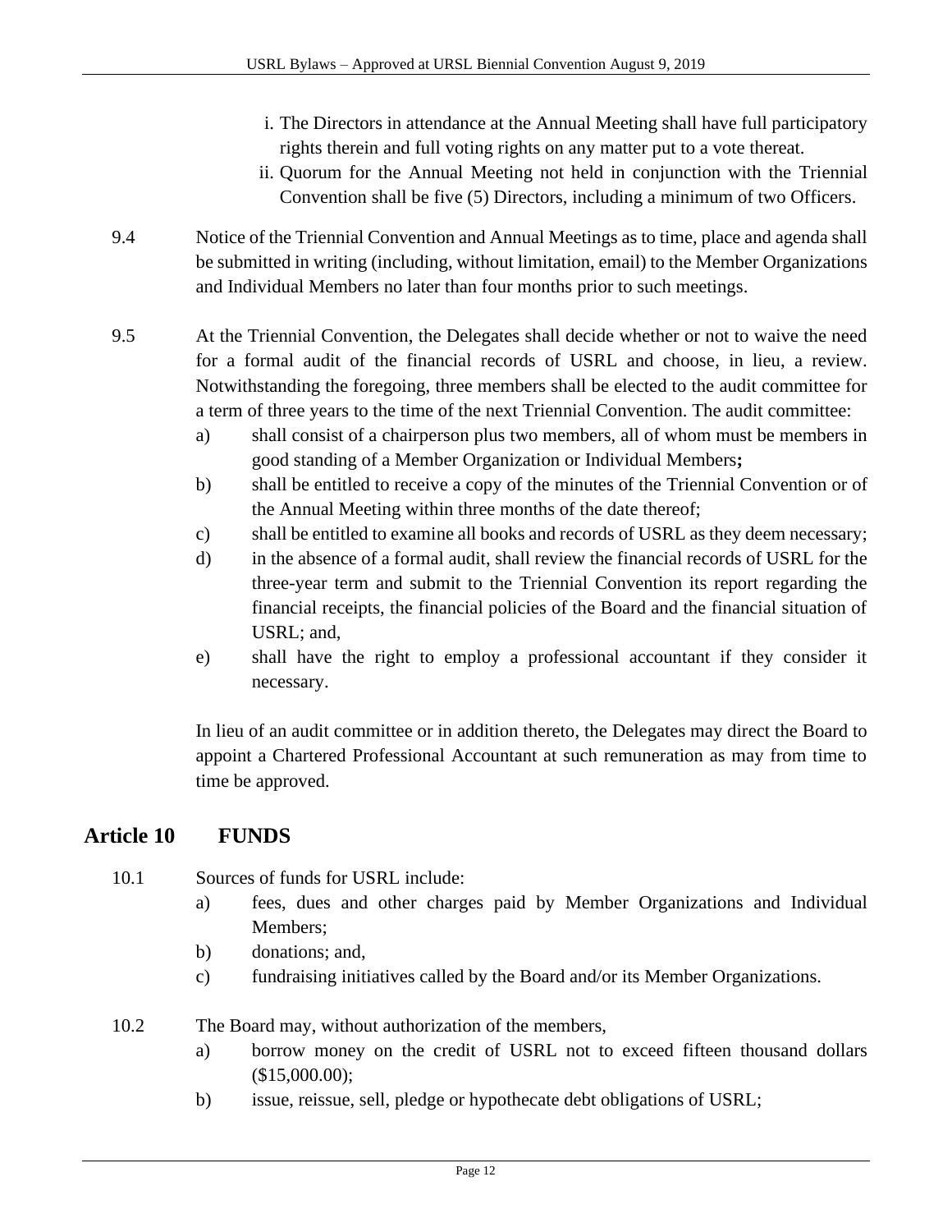i. The Directors in attendance at the Annual Meeting shall have full participatory rights therein and full voting rights on any matter put to a vote thereat.

ii. Quorum for the Annual Meeting not held in conjunction with the Triennial Convention shall be five (5) Directors, including a minimum of two Officers.

9.4 Notice of the Triennial Convention and Annual Meetings as to time, place and agenda shall be submitted in writing (including, without limitation, email) to the Member Organizations and Individual Members no later than four months prior to such meetings.

9.5 At the Triennial Convention, the Delegates shall decide whether or not to waive the need for a formal audit of the financial records of USRL and choose, in lieu, a review. Notwithstanding the foregoing, three members shall be elected to the audit committee for a term of three years to the time of the next Triennial Convention. The audit committee:

a) shall consist of a chairperson plus two members, all of whom must be members in good standing of a Member Organization or Individual Members**;**

b) shall be entitled to receive a copy of the minutes of the Triennial Convention or of the Annual Meeting within three months of the date thereof;

c) shall be entitled to examine all books and records of USRL as they deem necessary;

d) in the absence of a formal audit, shall review the financial records of USRL for the three-year term and submit to the Triennial Convention its report regarding the financial receipts, the financial policies of the Board and the financial situation of USRL; and,

e) shall have the right to employ a professional accountant if they consider it necessary.

In lieu of an audit committee or in addition thereto, the Delegates may direct the Board to appoint a Chartered Professional Accountant at such remuneration as may from time to time be approved.

## Article 10 FUNDS

10.1 Sources of funds for USRL include:

a) fees, dues and other charges paid by Member Organizations and Individual Members;

b) donations; and,

c) fundraising initiatives called by the Board and/or its Member Organizations.

10.2 The Board may, without authorization of the members,

a) borrow money on the credit of USRL not to exceed fifteen thousand dollars ($15,000.00);

b) issue, reissue, sell, pledge or hypothecate debt obligations of USRL;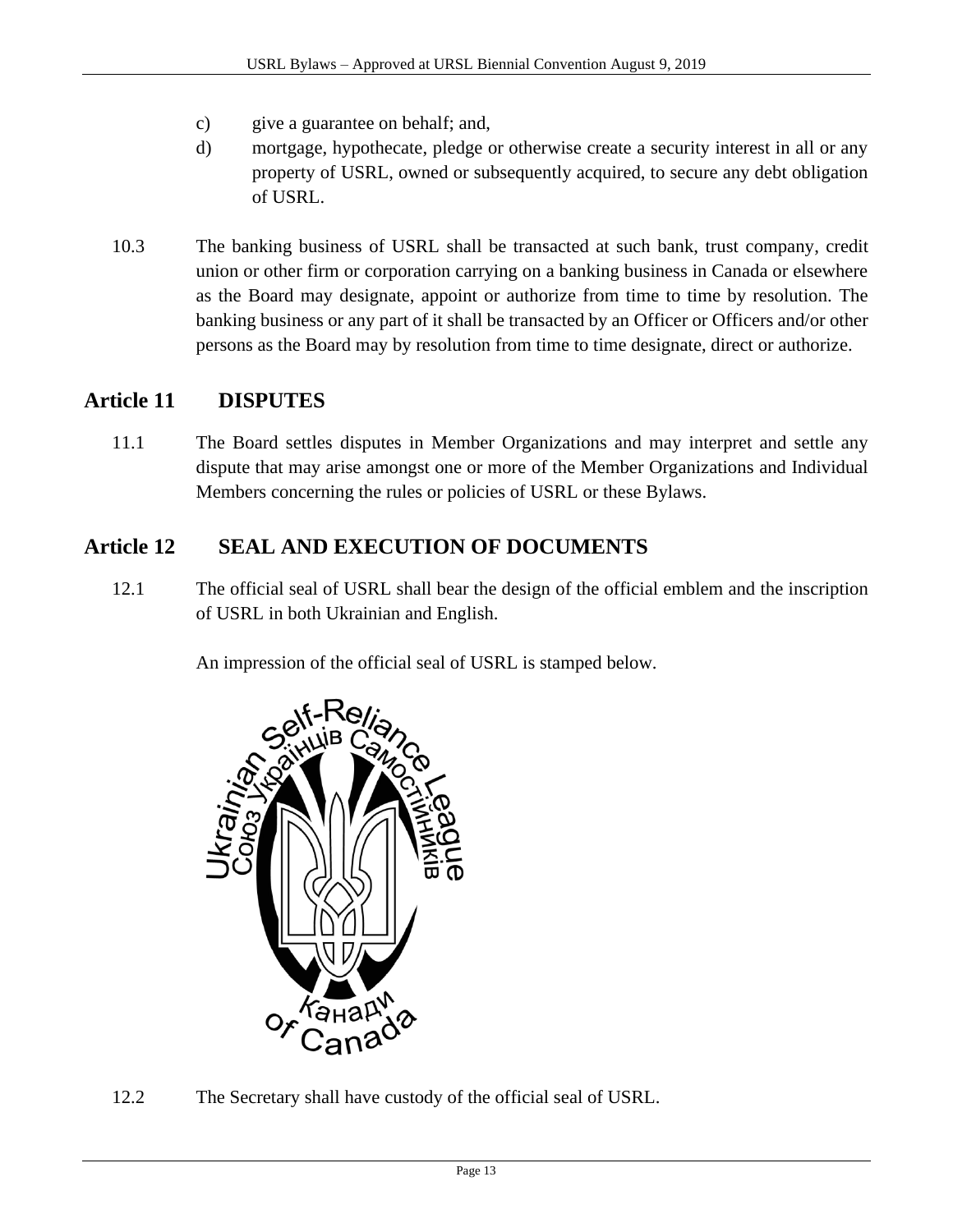c) give a guarantee on behalf; and,

d) mortgage, hypothecate, pledge or otherwise create a security interest in all or any property of USRL, owned or subsequently acquired, to secure any debt obligation of USRL.

10.3 The banking business of USRL shall be transacted at such bank, trust company, credit union or other firm or corporation carrying on a banking business in Canada or elsewhere as the Board may designate, appoint or authorize from time to time by resolution. The banking business or any part of it shall be transacted by an Officer or Officers and/or other persons as the Board may by resolution from time to time designate, direct or authorize.

## Article 11 DISPUTES

11.1 The Board settles disputes in Member Organizations and may interpret and settle any dispute that may arise amongst one or more of the Member Organizations and Individual Members concerning the rules or policies of USRL or these Bylaws.

## Article 12 SEAL AND EXECUTION OF DOCUMENTS

12.1 The official seal of USRL shall bear the design of the official emblem and the inscription of USRL in both Ukrainian and English.

An impression of the official seal of USRL is stamped below.

12.2 The Secretary shall have custody of the official seal of USRL.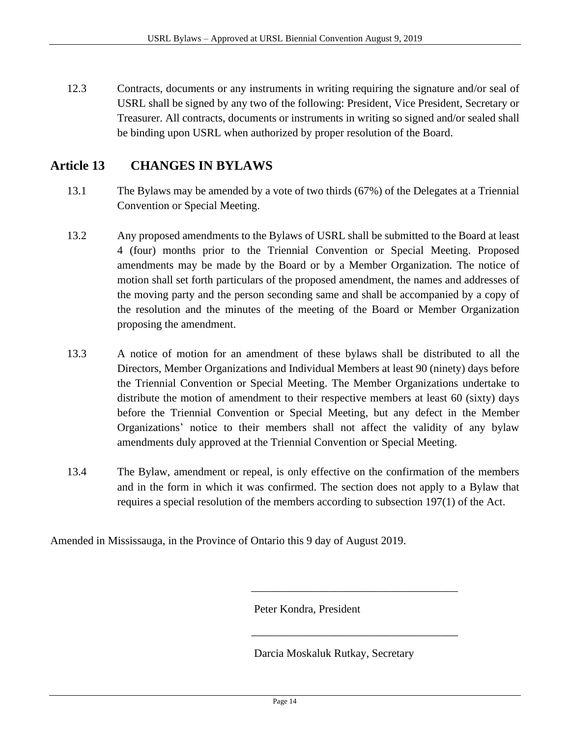12.3 Contracts, documents or any instruments in writing requiring the signature and/or seal of USRL shall be signed by any two of the following: President, Vice President, Secretary or Treasurer. All contracts, documents or instruments in writing so signed and/or sealed shall be binding upon USRL when authorized by proper resolution of the Board.

## Article 13 CHANGES IN BYLAWS

13.1 The Bylaws may be amended by a vote of two thirds (67%) of the Delegates at a Triennial Convention or Special Meeting.

13.2 Any proposed amendments to the Bylaws of USRL shall be submitted to the Board at least 4 (four) months prior to the Triennial Convention or Special Meeting. Proposed amendments may be made by the Board or by a Member Organization. The notice of motion shall set forth particulars of the proposed amendment, the names and addresses of the moving party and the person seconding same and shall be accompanied by a copy of the resolution and the minutes of the meeting of the Board or Member Organization proposing the amendment.

13.3 A notice of motion for an amendment of these bylaws shall be distributed to all the Directors, Member Organizations and Individual Members at least 90 (ninety) days before the Triennial Convention or Special Meeting. The Member Organizations undertake to distribute the motion of amendment to their respective members at least 60 (sixty) days before the Triennial Convention or Special Meeting, but any defect in the Member Organizations' notice to their members shall not affect the validity of any bylaw amendments duly approved at the Triennial Convention or Special Meeting.

13.4 The Bylaw, amendment or repeal, is only effective on the confirmation of the members and in the form in which it was confirmed. The section does not apply to a Bylaw that requires a special resolution of the members according to subsection 197(1) of the Act.

Amended in Mississauga, in the Province of Ontario this 9 day of August 2019.

\_\_\_\_\_\_\_\_\_\_\_\_\_\_\_\_\_\_\_\_\_\_\_\_\_\_\_\_\_\_\_\_\_\_\_\_\_\_

Peter Kondra, President

\_\_\_\_\_\_\_\_\_\_\_\_\_\_\_\_\_\_\_\_\_\_\_\_\_\_\_\_\_\_\_\_\_\_\_\_\_\_

Darcia Moskaluk Rutkay, Secretary